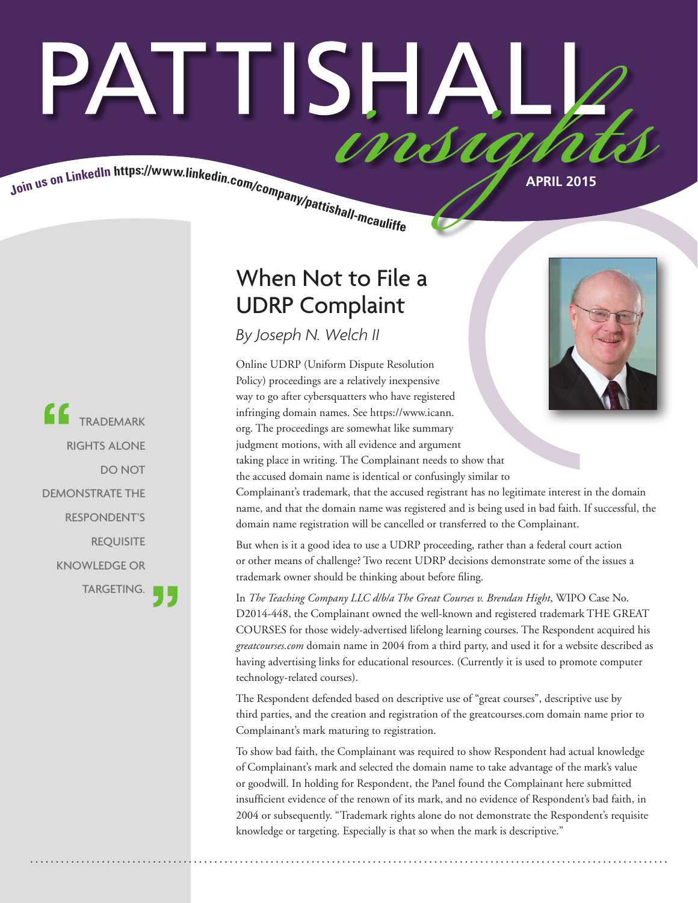# PATTISHALL *insights*

Join us on LinkedIn https://www.linkedin.com/company/pattishall-mcauliffe

APRIL 2015

## When Not to File a UDRP Complaint

*By Joseph N. Welch II*

Online UDRP (Uniform Dispute Resolution Policy) proceedings are a relatively inexpensive way to go after cybersquatters who have registered infringing domain names. See https://www.icann.org. The proceedings are somewhat like summary judgment motions, with all evidence and argument taking place in writing. The Complainant needs to show that the accused domain name is identical or confusingly similar to Complainant's trademark, that the accused registrant has no legitimate interest in the domain name, and that the domain name was registered and is being used in bad faith. If successful, the domain name registration will be cancelled or transferred to the Complainant.

But when is it a good idea to use a UDRP proceeding, rather than a federal court action or other means of challenge? Two recent UDRP decisions demonstrate some of the issues a trademark owner should be thinking about before filing.

In *The Teaching Company LLC d/b/a The Great Courses v. Brendan Hight*, WIPO Case No. D2014-448, the Complainant owned the well-known and registered trademark THE GREAT COURSES for those widely-advertised lifelong learning courses. The Respondent acquired his *greatcourses.com* domain name in 2004 from a third party, and used it for a website described as having advertising links for educational resources. (Currently it is used to promote computer technology-related courses).

The Respondent defended based on descriptive use of "great courses", descriptive use by third parties, and the creation and registration of the greatcourses.com domain name prior to Complainant's mark maturing to registration.

To show bad faith, the Complainant was required to show Respondent had actual knowledge of Complainant's mark and selected the domain name to take advantage of the mark's value or goodwill. In holding for Respondent, the Panel found the Complainant here submitted insufficient evidence of the renown of its mark, and no evidence of Respondent's bad faith, in 2004 or subsequently. "Trademark rights alone do not demonstrate the Respondent's requisite knowledge or targeting. Especially is that so when the mark is descriptive."

> "Trademark rights alone do not demonstrate the Respondent's requisite knowledge or targeting."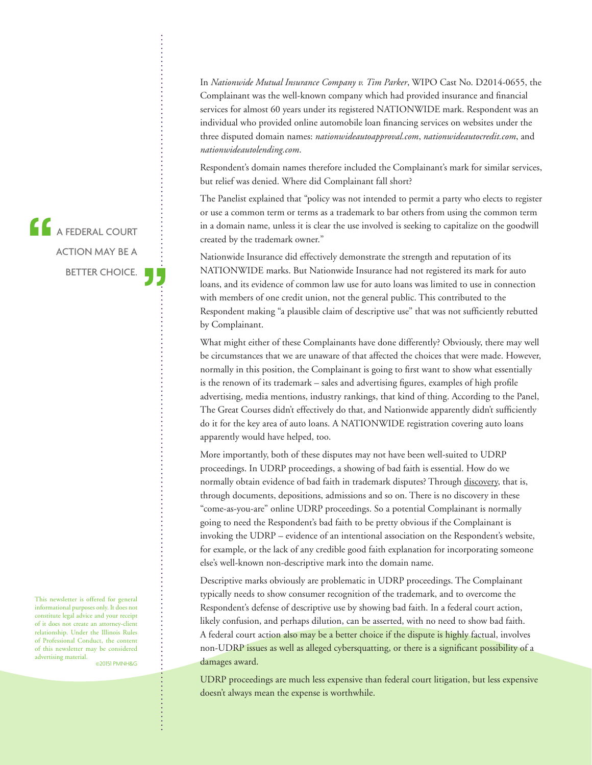In *Nationwide Mutual Insurance Company v. Tim Parker*, WIPO Cast No. D2014-0655, the Complainant was the well-known company which had provided insurance and financial services for almost 60 years under its registered NATIONWIDE mark. Respondent was an individual who provided online automobile loan financing services on websites under the three disputed domain names: *nationwideautoapproval.com*, *nationwideautocredit.com*, and *nationwideautolending.com*.

Respondent's domain names therefore included the Complainant's mark for similar services, but relief was denied. Where did Complainant fall short?

The Panelist explained that "policy was not intended to permit a party who elects to register or use a common term or terms as a trademark to bar others from using the common term in a domain name, unless it is clear the use involved is seeking to capitalize on the goodwill created by the trademark owner."

> "A FEDERAL COURT ACTION MAY BE A BETTER CHOICE."

Nationwide Insurance did effectively demonstrate the strength and reputation of its NATIONWIDE marks. But Nationwide Insurance had not registered its mark for auto loans, and its evidence of common law use for auto loans was limited to use in connection with members of one credit union, not the general public. This contributed to the Respondent making "a plausible claim of descriptive use" that was not sufficiently rebutted by Complainant.

What might either of these Complainants have done differently? Obviously, there may well be circumstances that we are unaware of that affected the choices that were made. However, normally in this position, the Complainant is going to first want to show what essentially is the renown of its trademark – sales and advertising figures, examples of high profile advertising, media mentions, industry rankings, that kind of thing. According to the Panel, The Great Courses didn't effectively do that, and Nationwide apparently didn't sufficiently do it for the key area of auto loans. A NATIONWIDE registration covering auto loans apparently would have helped, too.

More importantly, both of these disputes may not have been well-suited to UDRP proceedings. In UDRP proceedings, a showing of bad faith is essential. How do we normally obtain evidence of bad faith in trademark disputes? Through discovery, that is, through documents, depositions, admissions and so on. There is no discovery in these "come-as-you-are" online UDRP proceedings. So a potential Complainant is normally going to need the Respondent's bad faith to be pretty obvious if the Complainant is invoking the UDRP – evidence of an intentional association on the Respondent's website, for example, or the lack of any credible good faith explanation for incorporating someone else's well-known non-descriptive mark into the domain name.

Descriptive marks obviously are problematic in UDRP proceedings. The Complainant typically needs to show consumer recognition of the trademark, and to overcome the Respondent's defense of descriptive use by showing bad faith. In a federal court action, likely confusion, and perhaps dilution, can be asserted, with no need to show bad faith. A federal court action also may be a better choice if the dispute is highly factual, involves non-UDRP issues as well as alleged cybersquatting, or there is a significant possibility of a damages award.

UDRP proceedings are much less expensive than federal court litigation, but less expensive doesn't always mean the expense is worthwhile.

This newsletter is offered for general informational purposes only. It does not constitute legal advice and your receipt of it does not create an attorney-client relationship. Under the Illinois Rules of Professional Conduct, the content of this newsletter may be considered advertising material.

©2015 PMNH&G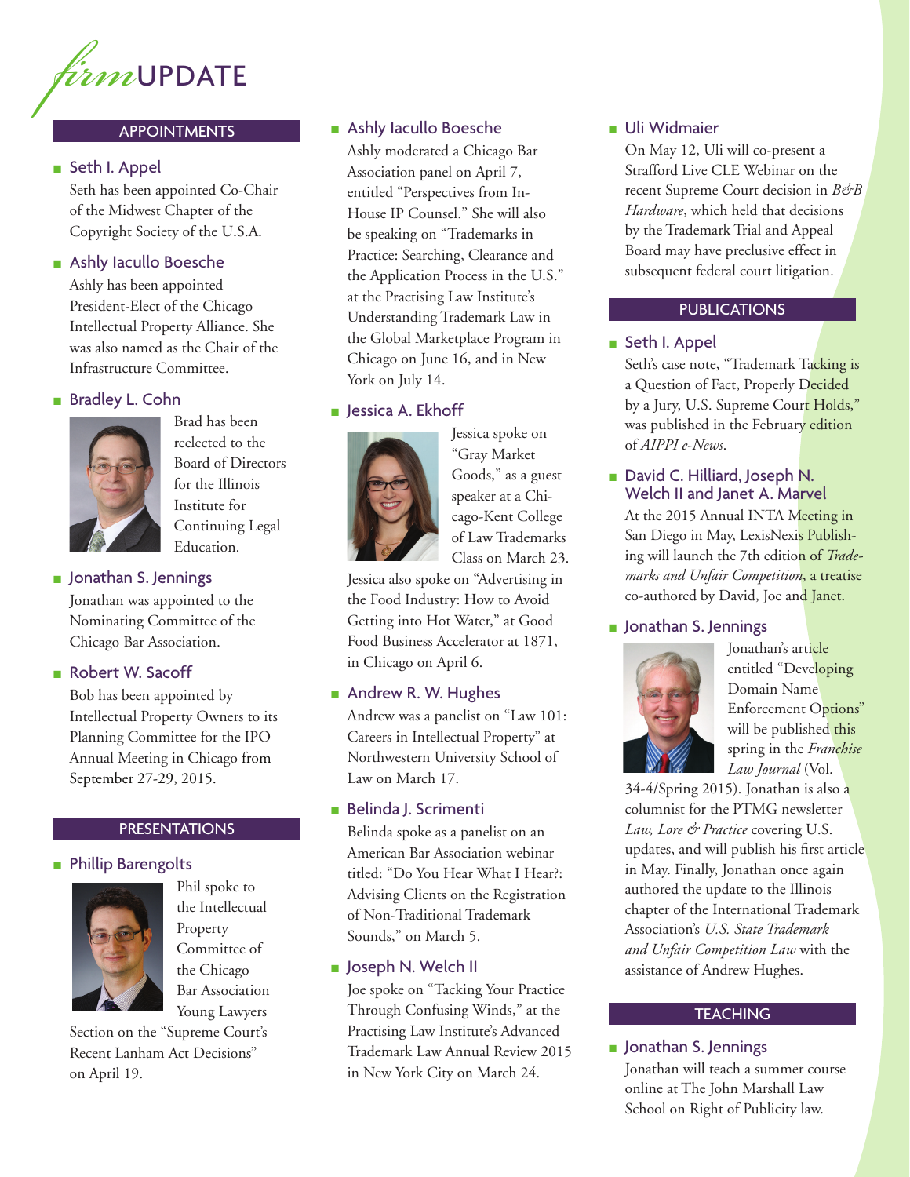# *firm*UPDATE

## APPOINTMENTS

### Seth I. Appel

Seth has been appointed Co-Chair of the Midwest Chapter of the Copyright Society of the U.S.A.

### Ashly Iacullo Boesche

Ashly has been appointed President-Elect of the Chicago Intellectual Property Alliance. She was also named as the Chair of the Infrastructure Committee.

### Bradley L. Cohn

Brad has been reelected to the Board of Directors for the Illinois Institute for Continuing Legal Education.

### Jonathan S. Jennings

Jonathan was appointed to the Nominating Committee of the Chicago Bar Association.

### Robert W. Sacoff

Bob has been appointed by Intellectual Property Owners to its Planning Committee for the IPO Annual Meeting in Chicago from September 27-29, 2015.

## PRESENTATIONS

### Phillip Barengolts

Phil spoke to the Intellectual Property Committee of the Chicago Bar Association Young Lawyers Section on the "Supreme Court's Recent Lanham Act Decisions" on April 19.

### Ashly Iacullo Boesche

Ashly moderated a Chicago Bar Association panel on April 7, entitled "Perspectives from In-House IP Counsel." She will also be speaking on "Trademarks in Practice: Searching, Clearance and the Application Process in the U.S." at the Practising Law Institute's Understanding Trademark Law in the Global Marketplace Program in Chicago on June 16, and in New York on July 14.

### Jessica A. Ekhoff

Jessica spoke on "Gray Market Goods," as a guest speaker at a Chicago-Kent College of Law Trademarks Class on March 23. Jessica also spoke on "Advertising in the Food Industry: How to Avoid Getting into Hot Water," at Good Food Business Accelerator at 1871, in Chicago on April 6.

### Andrew R. W. Hughes

Andrew was a panelist on "Law 101: Careers in Intellectual Property" at Northwestern University School of Law on March 17.

### Belinda J. Scrimenti

Belinda spoke as a panelist on an American Bar Association webinar titled: "Do You Hear What I Hear?: Advising Clients on the Registration of Non-Traditional Trademark Sounds," on March 5.

### Joseph N. Welch II

Joe spoke on "Tacking Your Practice Through Confusing Winds," at the Practising Law Institute's Advanced Trademark Law Annual Review 2015 in New York City on March 24.

### Uli Widmaier

On May 12, Uli will co-present a Strafford Live CLE Webinar on the recent Supreme Court decision in *B&B Hardware*, which held that decisions by the Trademark Trial and Appeal Board may have preclusive effect in subsequent federal court litigation.

## PUBLICATIONS

### Seth I. Appel

Seth's case note, "Trademark Tacking is a Question of Fact, Properly Decided by a Jury, U.S. Supreme Court Holds," was published in the February edition of *AIPPI e-News*.

### David C. Hilliard, Joseph N. Welch II and Janet A. Marvel

At the 2015 Annual INTA Meeting in San Diego in May, LexisNexis Publishing will launch the 7th edition of *Trademarks and Unfair Competition*, a treatise co-authored by David, Joe and Janet.

### Jonathan S. Jennings

Jonathan's article entitled "Developing Domain Name Enforcement Options" will be published this spring in the *Franchise Law Journal* (Vol. 34-4/Spring 2015). Jonathan is also a columnist for the PTMG newsletter *Law, Lore & Practice* covering U.S. updates, and will publish his first article in May. Finally, Jonathan once again authored the update to the Illinois chapter of the International Trademark Association's *U.S. State Trademark and Unfair Competition Law* with the assistance of Andrew Hughes.

## TEACHING

### Jonathan S. Jennings

Jonathan will teach a summer course online at The John Marshall Law School on Right of Publicity law.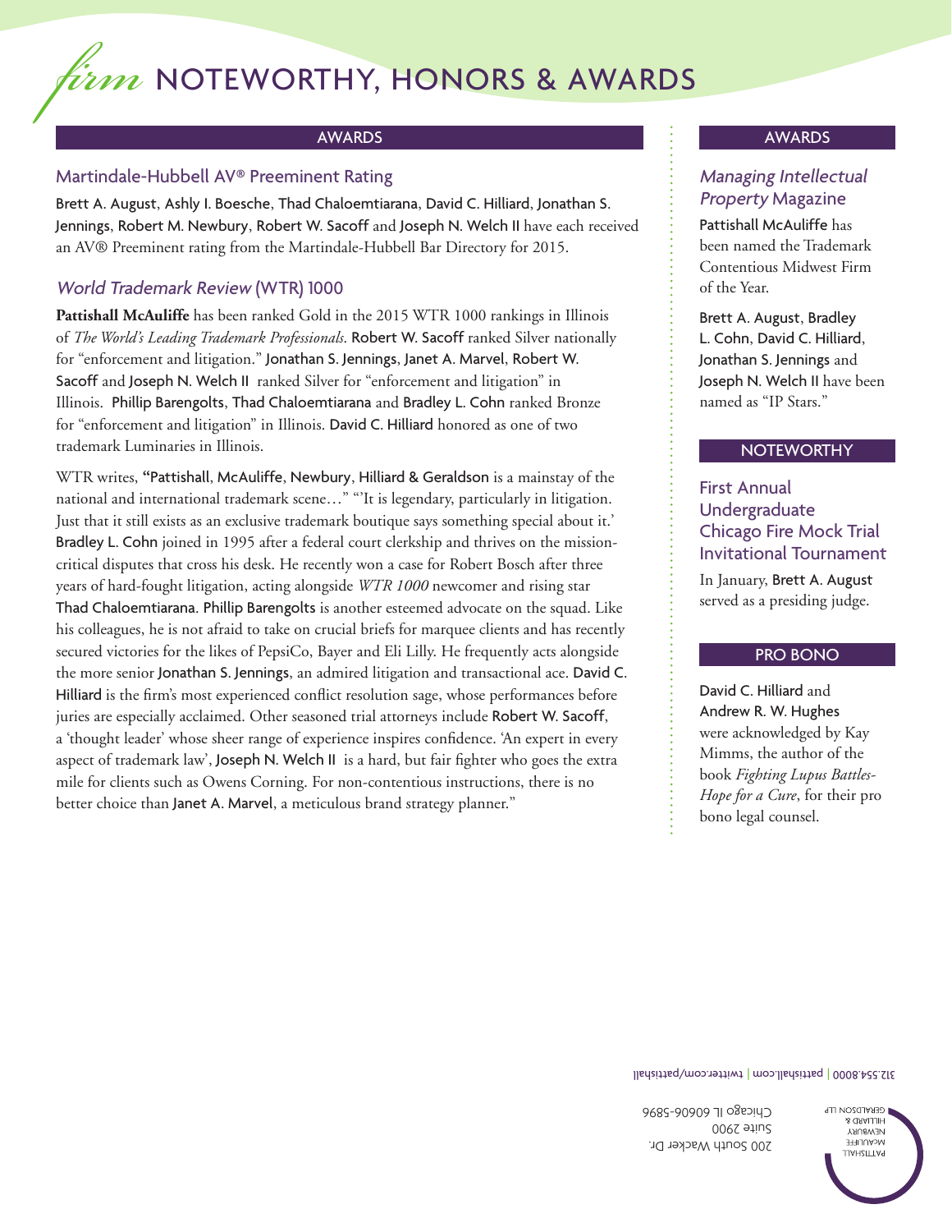# *firm* NOTEWORTHY, HONORS & AWARDS

## AWARDS

### Martindale-Hubbell AV® Preeminent Rating

Brett A. August, Ashly I. Boesche, Thad Chaloemtiarana, David C. Hilliard, Jonathan S. Jennings, Robert M. Newbury, Robert W. Sacoff and Joseph N. Welch II have each received an AV® Preeminent rating from the Martindale-Hubbell Bar Directory for 2015.

### *World Trademark Review* (WTR) 1000

**Pattishall McAuliffe** has been ranked Gold in the 2015 WTR 1000 rankings in Illinois of *The World's Leading Trademark Professionals*. Robert W. Sacoff ranked Silver nationally for "enforcement and litigation." Jonathan S. Jennings, Janet A. Marvel, Robert W. Sacoff and Joseph N. Welch II ranked Silver for "enforcement and litigation" in Illinois. Phillip Barengolts, Thad Chaloemtiarana and Bradley L. Cohn ranked Bronze for "enforcement and litigation" in Illinois. David C. Hilliard honored as one of two trademark Luminaries in Illinois.

WTR writes, "Pattishall, McAuliffe, Newbury, Hilliard & Geraldson is a mainstay of the national and international trademark scene…" "'It is legendary, particularly in litigation. Just that it still exists as an exclusive trademark boutique says something special about it.' Bradley L. Cohn joined in 1995 after a federal court clerkship and thrives on the mission-critical disputes that cross his desk. He recently won a case for Robert Bosch after three years of hard-fought litigation, acting alongside *WTR 1000* newcomer and rising star Thad Chaloemtiarana. Phillip Barengolts is another esteemed advocate on the squad. Like his colleagues, he is not afraid to take on crucial briefs for marquee clients and has recently secured victories for the likes of PepsiCo, Bayer and Eli Lilly. He frequently acts alongside the more senior Jonathan S. Jennings, an admired litigation and transactional ace. David C. Hilliard is the firm's most experienced conflict resolution sage, whose performances before juries are especially acclaimed. Other seasoned trial attorneys include Robert W. Sacoff, a 'thought leader' whose sheer range of experience inspires confidence. 'An expert in every aspect of trademark law', Joseph N. Welch II is a hard, but fair fighter who goes the extra mile for clients such as Owens Corning. For non-contentious instructions, there is no better choice than Janet A. Marvel, a meticulous brand strategy planner."

## AWARDS

### *Managing Intellectual Property* Magazine

Pattishall McAuliffe has been named the Trademark Contentious Midwest Firm of the Year.

Brett A. August, Bradley L. Cohn, David C. Hilliard, Jonathan S. Jennings and Joseph N. Welch II have been named as "IP Stars."

## NOTEWORTHY

### First Annual Undergraduate Chicago Fire Mock Trial Invitational Tournament

In January, Brett A. August served as a presiding judge.

## PRO BONO

David C. Hilliard and Andrew R. W. Hughes were acknowledged by Kay Mimms, the author of the book *Fighting Lupus Battles-Hope for a Cure*, for their pro bono legal counsel.

312.554.8000 | pattishall.com | twitter.com/pattishall

PATTISHALL MCAULIFFE NEWBURY HILLIARD & GERALDSON LLP

200 South Wacker Dr.
Suite 2900
Chicago IL 60606-5896